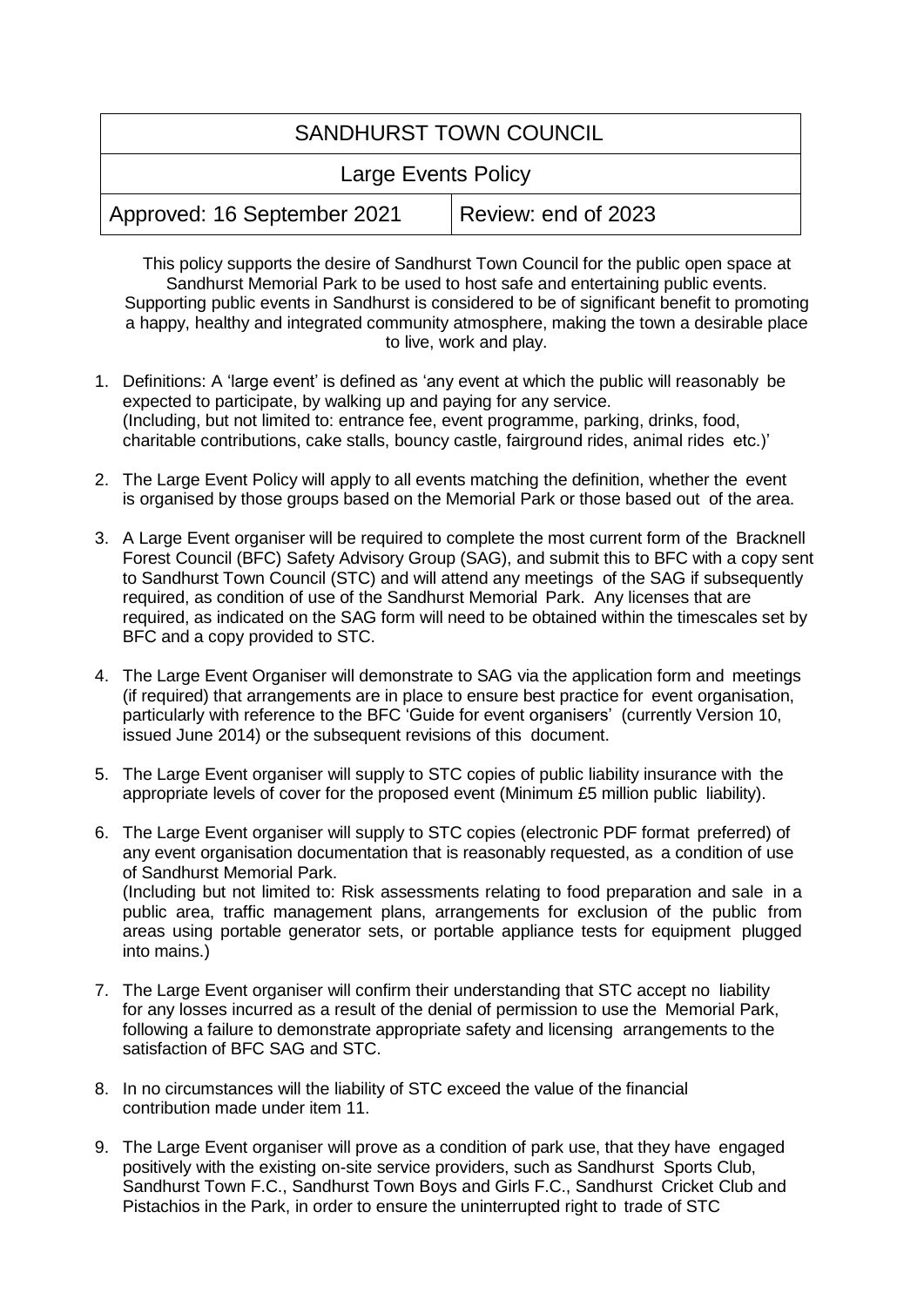| SANDHURST TOWN COUNCIL | |
|---|---|
| Large Events Policy | |
| Approved: 16 September 2021 | Review: end of 2023 |

This policy supports the desire of Sandhurst Town Council for the public open space at Sandhurst Memorial Park to be used to host safe and entertaining public events. Supporting public events in Sandhurst is considered to be of significant benefit to promoting a happy, healthy and integrated community atmosphere, making the town a desirable place to live, work and play.

1. Definitions: A 'large event' is defined as 'any event at which the public will reasonably be expected to participate, by walking up and paying for any service. (Including, but not limited to: entrance fee, event programme, parking, drinks, food, charitable contributions, cake stalls, bouncy castle, fairground rides, animal rides etc.)'

2. The Large Event Policy will apply to all events matching the definition, whether the event is organised by those groups based on the Memorial Park or those based out of the area.

3. A Large Event organiser will be required to complete the most current form of the Bracknell Forest Council (BFC) Safety Advisory Group (SAG), and submit this to BFC with a copy sent to Sandhurst Town Council (STC) and will attend any meetings of the SAG if subsequently required, as condition of use of the Sandhurst Memorial Park. Any licenses that are required, as indicated on the SAG form will need to be obtained within the timescales set by BFC and a copy provided to STC.

4. The Large Event Organiser will demonstrate to SAG via the application form and meetings (if required) that arrangements are in place to ensure best practice for event organisation, particularly with reference to the BFC 'Guide for event organisers' (currently Version 10, issued June 2014) or the subsequent revisions of this document.

5. The Large Event organiser will supply to STC copies of public liability insurance with the appropriate levels of cover for the proposed event (Minimum £5 million public liability).

6. The Large Event organiser will supply to STC copies (electronic PDF format preferred) of any event organisation documentation that is reasonably requested, as a condition of use of Sandhurst Memorial Park.
   (Including but not limited to: Risk assessments relating to food preparation and sale in a public area, traffic management plans, arrangements for exclusion of the public from areas using portable generator sets, or portable appliance tests for equipment plugged into mains.)

7. The Large Event organiser will confirm their understanding that STC accept no liability for any losses incurred as a result of the denial of permission to use the Memorial Park, following a failure to demonstrate appropriate safety and licensing arrangements to the satisfaction of BFC SAG and STC.

8. In no circumstances will the liability of STC exceed the value of the financial contribution made under item 11.

9. The Large Event organiser will prove as a condition of park use, that they have engaged positively with the existing on-site service providers, such as Sandhurst Sports Club, Sandhurst Town F.C., Sandhurst Town Boys and Girls F.C., Sandhurst Cricket Club and Pistachios in the Park, in order to ensure the uninterrupted right to trade of STC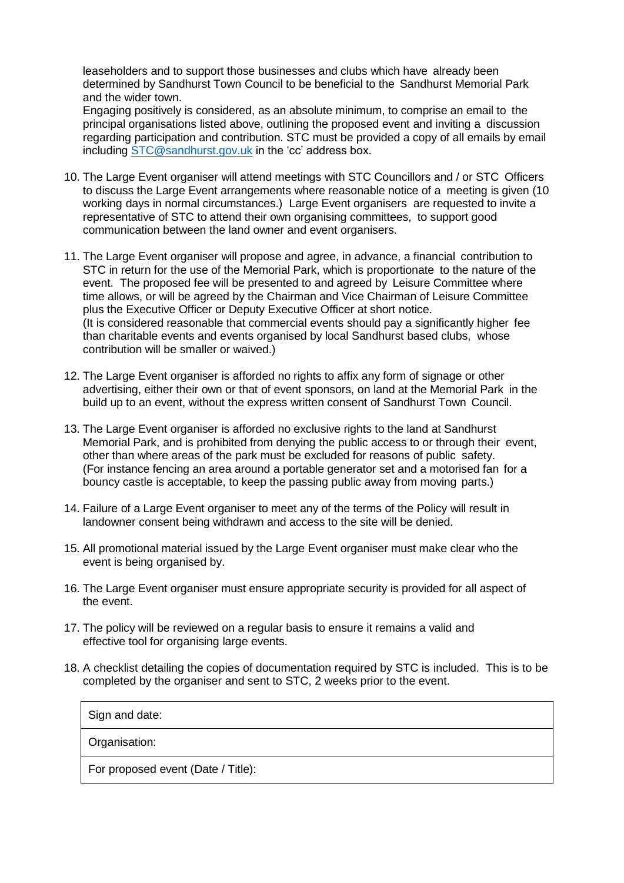leaseholders and to support those businesses and clubs which have already been determined by Sandhurst Town Council to be beneficial to the Sandhurst Memorial Park and the wider town.

Engaging positively is considered, as an absolute minimum, to comprise an email to the principal organisations listed above, outlining the proposed event and inviting a discussion regarding participation and contribution. STC must be provided a copy of all emails by email including STC@sandhurst.gov.uk in the 'cc' address box.

10. The Large Event organiser will attend meetings with STC Councillors and / or STC Officers to discuss the Large Event arrangements where reasonable notice of a meeting is given (10 working days in normal circumstances.) Large Event organisers are requested to invite a representative of STC to attend their own organising committees, to support good communication between the land owner and event organisers.

11. The Large Event organiser will propose and agree, in advance, a financial contribution to STC in return for the use of the Memorial Park, which is proportionate to the nature of the event. The proposed fee will be presented to and agreed by Leisure Committee where time allows, or will be agreed by the Chairman and Vice Chairman of Leisure Committee plus the Executive Officer or Deputy Executive Officer at short notice.
(It is considered reasonable that commercial events should pay a significantly higher fee than charitable events and events organised by local Sandhurst based clubs, whose contribution will be smaller or waived.)

12. The Large Event organiser is afforded no rights to affix any form of signage or other advertising, either their own or that of event sponsors, on land at the Memorial Park in the build up to an event, without the express written consent of Sandhurst Town Council.

13. The Large Event organiser is afforded no exclusive rights to the land at Sandhurst Memorial Park, and is prohibited from denying the public access to or through their event, other than where areas of the park must be excluded for reasons of public safety.
(For instance fencing an area around a portable generator set and a motorised fan for a bouncy castle is acceptable, to keep the passing public away from moving parts.)

14. Failure of a Large Event organiser to meet any of the terms of the Policy will result in landowner consent being withdrawn and access to the site will be denied.

15. All promotional material issued by the Large Event organiser must make clear who the event is being organised by.

16. The Large Event organiser must ensure appropriate security is provided for all aspect of the event.

17. The policy will be reviewed on a regular basis to ensure it remains a valid and effective tool for organising large events.

18. A checklist detailing the copies of documentation required by STC is included. This is to be completed by the organiser and sent to STC, 2 weeks prior to the event.

| Sign and date: |
|---|
| Organisation: |
| For proposed event (Date / Title): |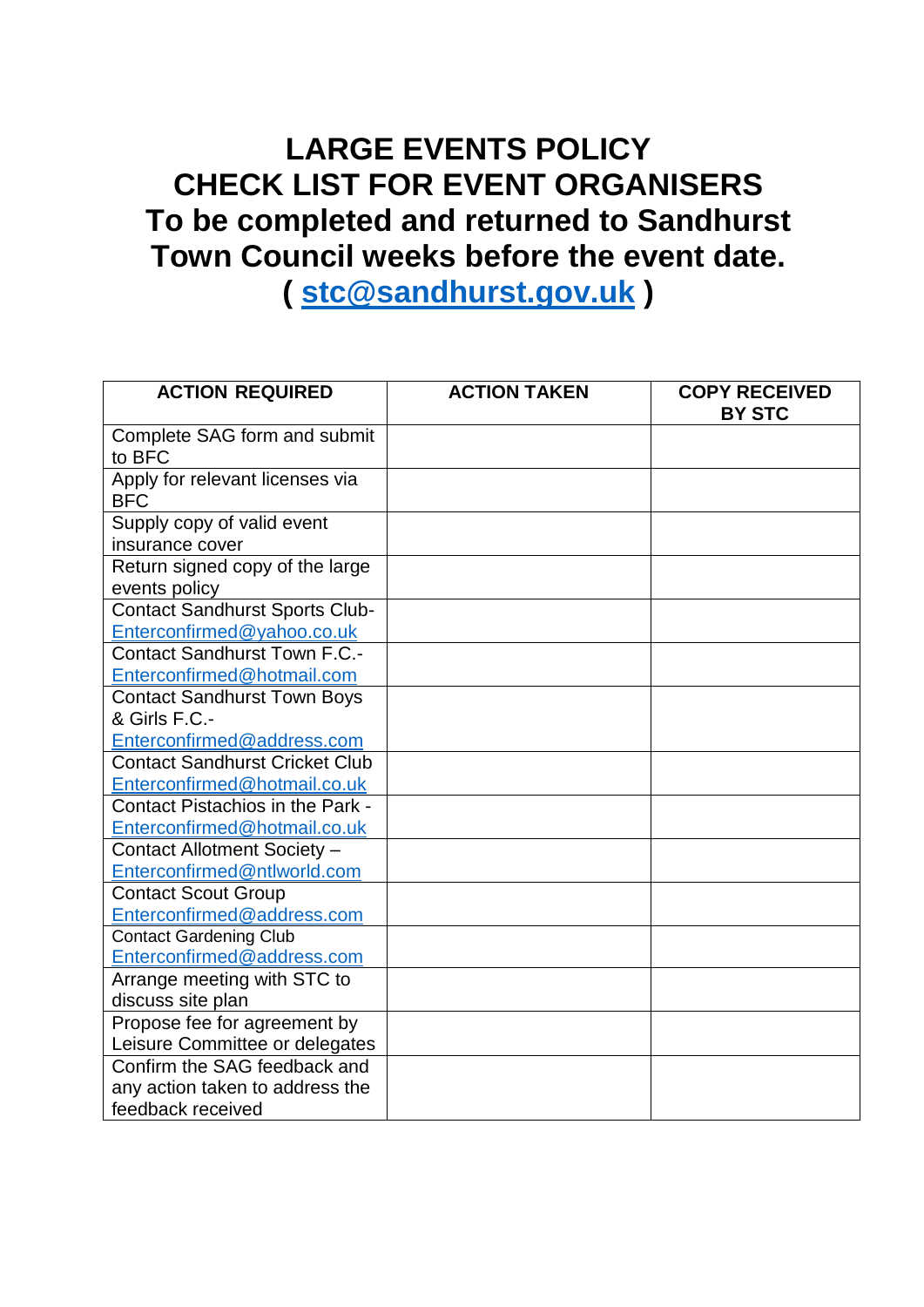# LARGE EVENTS POLICY
# CHECK LIST FOR EVENT ORGANISERS
# To be completed and returned to Sandhurst Town Council weeks before the event date.
# ( stc@sandhurst.gov.uk )

| ACTION REQUIRED | ACTION TAKEN | COPY RECEIVED BY STC |
|---|---|---|
| Complete SAG form and submit to BFC | | |
| Apply for relevant licenses via BFC | | |
| Supply copy of valid event insurance cover | | |
| Return signed copy of the large events policy | | |
| Contact Sandhurst Sports Club- Enterconfirmed@yahoo.co.uk | | |
| Contact Sandhurst Town F.C.- Enterconfirmed@hotmail.com | | |
| Contact Sandhurst Town Boys & Girls F.C.- Enterconfirmed@address.com | | |
| Contact Sandhurst Cricket Club Enterconfirmed@hotmail.co.uk | | |
| Contact Pistachios in the Park - Enterconfirmed@hotmail.co.uk | | |
| Contact Allotment Society – Enterconfirmed@ntlworld.com | | |
| Contact Scout Group Enterconfirmed@address.com | | |
| Contact Gardening Club Enterconfirmed@address.com | | |
| Arrange meeting with STC to discuss site plan | | |
| Propose fee for agreement by Leisure Committee or delegates | | |
| Confirm the SAG feedback and any action taken to address the feedback received | | |